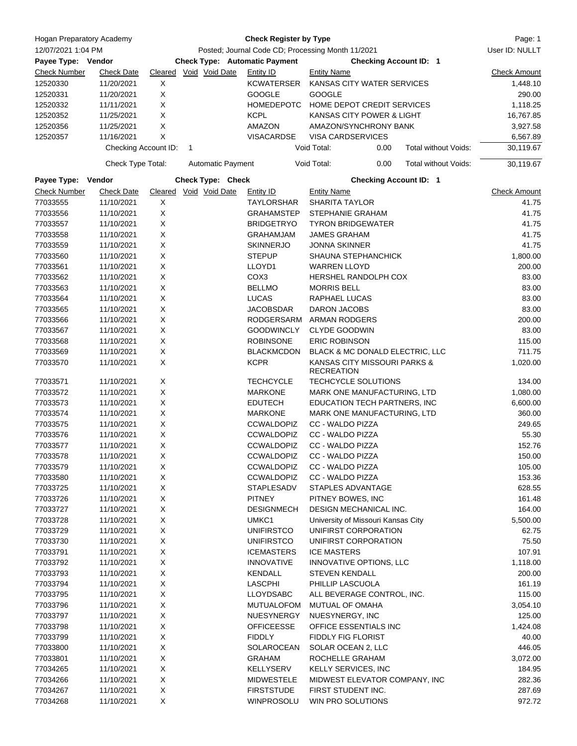Hogan Preparatory Academy

12/07/2021 1:04 PM

# Check Register by Type

Posted; Journal Code CD; Processing Month 11/2021

User ID: NULLT

**Payee Type: Vendor** **Check Type: Automatic Payment** **Checking Account ID: 1**

| Check Number | Check Date | Cleared | Void | Void Date | Entity ID | Entity Name | Check Amount |
|---|---|---|---|---|---|---|---|
| 12520330 | 11/20/2021 | X | | | KCWATERSER | KANSAS CITY WATER SERVICES | 1,448.10 |
| 12520331 | 11/20/2021 | X | | | GOOGLE | GOOGLE | 290.00 |
| 12520332 | 11/11/2021 | X | | | HOMEDEPOTC | HOME DEPOT CREDIT SERVICES | 1,118.25 |
| 12520352 | 11/25/2021 | X | | | KCPL | KANSAS CITY POWER & LIGHT | 16,767.85 |
| 12520356 | 11/25/2021 | X | | | AMAZON | AMAZON/SYNCHRONY BANK | 3,927.58 |
| 12520357 | 11/16/2021 | X | | | VISACARDSE | VISA CARDSERVICES | 6,567.89 |

Checking Account ID: 1 — Void Total: 0.00 — Total without Voids: 30,119.67

Check Type Total: Automatic Payment — Void Total: 0.00 — Total without Voids: 30,119.67

**Payee Type: Vendor** **Check Type: Check** **Checking Account ID: 1**

| Check Number | Check Date | Cleared | Void | Void Date | Entity ID | Entity Name | Check Amount |
|---|---|---|---|---|---|---|---|
| 77033555 | 11/10/2021 | X | | | TAYLORSHAR | SHARITA TAYLOR | 41.75 |
| 77033556 | 11/10/2021 | X | | | GRAHAMSTEP | STEPHANIE GRAHAM | 41.75 |
| 77033557 | 11/10/2021 | X | | | BRIDGETRYO | TYRON BRIDGEWATER | 41.75 |
| 77033558 | 11/10/2021 | X | | | GRAHAMJAM | JAMES GRAHAM | 41.75 |
| 77033559 | 11/10/2021 | X | | | SKINNERJO | JONNA SKINNER | 41.75 |
| 77033560 | 11/10/2021 | X | | | STEPUP | SHAUNA STEPHANCHICK | 1,800.00 |
| 77033561 | 11/10/2021 | X | | | LLOYD1 | WARREN LLOYD | 200.00 |
| 77033562 | 11/10/2021 | X | | | COX3 | HERSHEL RANDOLPH COX | 83.00 |
| 77033563 | 11/10/2021 | X | | | BELLMO | MORRIS BELL | 83.00 |
| 77033564 | 11/10/2021 | X | | | LUCAS | RAPHAEL LUCAS | 83.00 |
| 77033565 | 11/10/2021 | X | | | JACOBSDAR | DARON JACOBS | 83.00 |
| 77033566 | 11/10/2021 | X | | | RODGERSARM | ARMAN RODGERS | 200.00 |
| 77033567 | 11/10/2021 | X | | | GOODWINCLY | CLYDE GOODWIN | 83.00 |
| 77033568 | 11/10/2021 | X | | | ROBINSONE | ERIC ROBINSON | 115.00 |
| 77033569 | 11/10/2021 | X | | | BLACKMCDON | BLACK & MC DONALD ELECTRIC, LLC | 711.75 |
| 77033570 | 11/10/2021 | X | | | KCPR | KANSAS CITY MISSOURI PARKS & RECREATION | 1,020.00 |
| 77033571 | 11/10/2021 | X | | | TECHCYCLE | TECHCYCLE SOLUTIONS | 134.00 |
| 77033572 | 11/10/2021 | X | | | MARKONE | MARK ONE MANUFACTURING, LTD | 1,080.00 |
| 77033573 | 11/10/2021 | X | | | EDUTECH | EDUCATION TECH PARTNERS, INC | 6,600.00 |
| 77033574 | 11/10/2021 | X | | | MARKONE | MARK ONE MANUFACTURING, LTD | 360.00 |
| 77033575 | 11/10/2021 | X | | | CCWALDOPIZ | CC - WALDO PIZZA | 249.65 |
| 77033576 | 11/10/2021 | X | | | CCWALDOPIZ | CC - WALDO PIZZA | 55.30 |
| 77033577 | 11/10/2021 | X | | | CCWALDOPIZ | CC - WALDO PIZZA | 152.76 |
| 77033578 | 11/10/2021 | X | | | CCWALDOPIZ | CC - WALDO PIZZA | 150.00 |
| 77033579 | 11/10/2021 | X | | | CCWALDOPIZ | CC - WALDO PIZZA | 105.00 |
| 77033580 | 11/10/2021 | X | | | CCWALDOPIZ | CC - WALDO PIZZA | 153.36 |
| 77033725 | 11/10/2021 | X | | | STAPLESADV | STAPLES ADVANTAGE | 628.55 |
| 77033726 | 11/10/2021 | X | | | PITNEY | PITNEY BOWES, INC | 161.48 |
| 77033727 | 11/10/2021 | X | | | DESIGNMECH | DESIGN MECHANICAL INC. | 164.00 |
| 77033728 | 11/10/2021 | X | | | UMKC1 | University of Missouri Kansas City | 5,500.00 |
| 77033729 | 11/10/2021 | X | | | UNIFIRSTCO | UNIFIRST CORPORATION | 62.75 |
| 77033730 | 11/10/2021 | X | | | UNIFIRSTCO | UNIFIRST CORPORATION | 75.50 |
| 77033791 | 11/10/2021 | X | | | ICEMASTERS | ICE MASTERS | 107.91 |
| 77033792 | 11/10/2021 | X | | | INNOVATIVE | INNOVATIVE OPTIONS, LLC | 1,118.00 |
| 77033793 | 11/10/2021 | X | | | KENDALL | STEVEN KENDALL | 200.00 |
| 77033794 | 11/10/2021 | X | | | LASCPHI | PHILLIP LASCUOLA | 161.19 |
| 77033795 | 11/10/2021 | X | | | LLOYDSABC | ALL BEVERAGE CONTROL, INC. | 115.00 |
| 77033796 | 11/10/2021 | X | | | MUTUALOFOM | MUTUAL OF OMAHA | 3,054.10 |
| 77033797 | 11/10/2021 | X | | | NUESYNERGY | NUESYNERGY, INC | 125.00 |
| 77033798 | 11/10/2021 | X | | | OFFICEESSE | OFFICE ESSENTIALS INC | 1,424.08 |
| 77033799 | 11/10/2021 | X | | | FIDDLY | FIDDLY FIG FLORIST | 40.00 |
| 77033800 | 11/10/2021 | X | | | SOLAROCEAN | SOLAR OCEAN 2, LLC | 446.05 |
| 77033801 | 11/10/2021 | X | | | GRAHAM | ROCHELLE GRAHAM | 3,072.00 |
| 77034265 | 11/10/2021 | X | | | KELLYSERV | KELLY SERVICES, INC | 184.95 |
| 77034266 | 11/10/2021 | X | | | MIDWESTELE | MIDWEST ELEVATOR COMPANY, INC | 282.36 |
| 77034267 | 11/10/2021 | X | | | FIRSTSTUDE | FIRST STUDENT INC. | 287.69 |
| 77034268 | 11/10/2021 | X | | | WINPROSOLU | WIN PRO SOLUTIONS | 972.72 |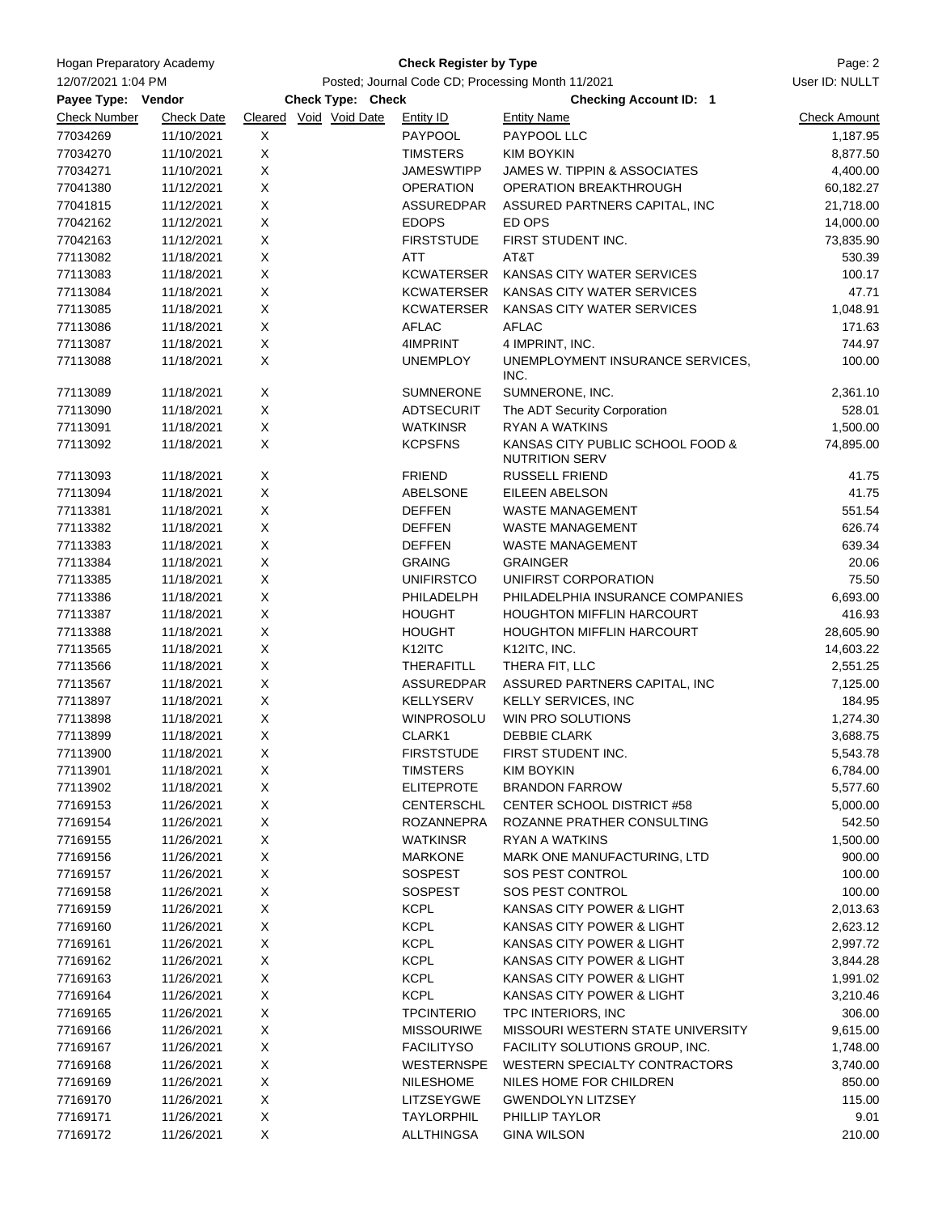Hogan Preparatory Academy

**Check Register by Type**

12/07/2021 1:04 PM — Posted; Journal Code CD; Processing Month 11/2021 — User ID: NULLT

**Payee Type: Vendor** — **Check Type: Check** — **Checking Account ID: 1**

| Check Number | Check Date | Cleared | Void | Void Date | Entity ID | Entity Name | Check Amount |
|---|---|---|---|---|---|---|---|
| 77034269 | 11/10/2021 | X | | | PAYPOOL | PAYPOOL LLC | 1,187.95 |
| 77034270 | 11/10/2021 | X | | | TIMSTERS | KIM BOYKIN | 8,877.50 |
| 77034271 | 11/10/2021 | X | | | JAMESWTIPP | JAMES W. TIPPIN & ASSOCIATES | 4,400.00 |
| 77041380 | 11/12/2021 | X | | | OPERATION | OPERATION BREAKTHROUGH | 60,182.27 |
| 77041815 | 11/12/2021 | X | | | ASSUREDPAR | ASSURED PARTNERS CAPITAL, INC | 21,718.00 |
| 77042162 | 11/12/2021 | X | | | EDOPS | ED OPS | 14,000.00 |
| 77042163 | 11/12/2021 | X | | | FIRSTSTUDE | FIRST STUDENT INC. | 73,835.90 |
| 77113082 | 11/18/2021 | X | | | ATT | AT&T | 530.39 |
| 77113083 | 11/18/2021 | X | | | KCWATERSER | KANSAS CITY WATER SERVICES | 100.17 |
| 77113084 | 11/18/2021 | X | | | KCWATERSER | KANSAS CITY WATER SERVICES | 47.71 |
| 77113085 | 11/18/2021 | X | | | KCWATERSER | KANSAS CITY WATER SERVICES | 1,048.91 |
| 77113086 | 11/18/2021 | X | | | AFLAC | AFLAC | 171.63 |
| 77113087 | 11/18/2021 | X | | | 4IMPRINT | 4 IMPRINT, INC. | 744.97 |
| 77113088 | 11/18/2021 | X | | | UNEMPLOY | UNEMPLOYMENT INSURANCE SERVICES, INC. | 100.00 |
| 77113089 | 11/18/2021 | X | | | SUMNERONE | SUMNERONE, INC. | 2,361.10 |
| 77113090 | 11/18/2021 | X | | | ADTSECURIT | The ADT Security Corporation | 528.01 |
| 77113091 | 11/18/2021 | X | | | WATKINSR | RYAN A WATKINS | 1,500.00 |
| 77113092 | 11/18/2021 | X | | | KCPSFNS | KANSAS CITY PUBLIC SCHOOL FOOD & NUTRITION SERV | 74,895.00 |
| 77113093 | 11/18/2021 | X | | | FRIEND | RUSSELL FRIEND | 41.75 |
| 77113094 | 11/18/2021 | X | | | ABELSONE | EILEEN ABELSON | 41.75 |
| 77113381 | 11/18/2021 | X | | | DEFFEN | WASTE MANAGEMENT | 551.54 |
| 77113382 | 11/18/2021 | X | | | DEFFEN | WASTE MANAGEMENT | 626.74 |
| 77113383 | 11/18/2021 | X | | | DEFFEN | WASTE MANAGEMENT | 639.34 |
| 77113384 | 11/18/2021 | X | | | GRAING | GRAINGER | 20.06 |
| 77113385 | 11/18/2021 | X | | | UNIFIRSTCO | UNIFIRST CORPORATION | 75.50 |
| 77113386 | 11/18/2021 | X | | | PHILADELPH | PHILADELPHIA INSURANCE COMPANIES | 6,693.00 |
| 77113387 | 11/18/2021 | X | | | HOUGHT | HOUGHTON MIFFLIN HARCOURT | 416.93 |
| 77113388 | 11/18/2021 | X | | | HOUGHT | HOUGHTON MIFFLIN HARCOURT | 28,605.90 |
| 77113565 | 11/18/2021 | X | | | K12ITC | K12ITC, INC. | 14,603.22 |
| 77113566 | 11/18/2021 | X | | | THERAFITLL | THERA FIT, LLC | 2,551.25 |
| 77113567 | 11/18/2021 | X | | | ASSUREDPAR | ASSURED PARTNERS CAPITAL, INC | 7,125.00 |
| 77113897 | 11/18/2021 | X | | | KELLYSERV | KELLY SERVICES, INC | 184.95 |
| 77113898 | 11/18/2021 | X | | | WINPROSOLU | WIN PRO SOLUTIONS | 1,274.30 |
| 77113899 | 11/18/2021 | X | | | CLARK1 | DEBBIE CLARK | 3,688.75 |
| 77113900 | 11/18/2021 | X | | | FIRSTSTUDE | FIRST STUDENT INC. | 5,543.78 |
| 77113901 | 11/18/2021 | X | | | TIMSTERS | KIM BOYKIN | 6,784.00 |
| 77113902 | 11/18/2021 | X | | | ELITEPROTE | BRANDON FARROW | 5,577.60 |
| 77169153 | 11/26/2021 | X | | | CENTERSCHL | CENTER SCHOOL DISTRICT #58 | 5,000.00 |
| 77169154 | 11/26/2021 | X | | | ROZANNEPRA | ROZANNE PRATHER CONSULTING | 542.50 |
| 77169155 | 11/26/2021 | X | | | WATKINSR | RYAN A WATKINS | 1,500.00 |
| 77169156 | 11/26/2021 | X | | | MARKONE | MARK ONE MANUFACTURING, LTD | 900.00 |
| 77169157 | 11/26/2021 | X | | | SOSPEST | SOS PEST CONTROL | 100.00 |
| 77169158 | 11/26/2021 | X | | | SOSPEST | SOS PEST CONTROL | 100.00 |
| 77169159 | 11/26/2021 | X | | | KCPL | KANSAS CITY POWER & LIGHT | 2,013.63 |
| 77169160 | 11/26/2021 | X | | | KCPL | KANSAS CITY POWER & LIGHT | 2,623.12 |
| 77169161 | 11/26/2021 | X | | | KCPL | KANSAS CITY POWER & LIGHT | 2,997.72 |
| 77169162 | 11/26/2021 | X | | | KCPL | KANSAS CITY POWER & LIGHT | 3,844.28 |
| 77169163 | 11/26/2021 | X | | | KCPL | KANSAS CITY POWER & LIGHT | 1,991.02 |
| 77169164 | 11/26/2021 | X | | | KCPL | KANSAS CITY POWER & LIGHT | 3,210.46 |
| 77169165 | 11/26/2021 | X | | | TPCINTERIO | TPC INTERIORS, INC | 306.00 |
| 77169166 | 11/26/2021 | X | | | MISSOURIWE | MISSOURI WESTERN STATE UNIVERSITY | 9,615.00 |
| 77169167 | 11/26/2021 | X | | | FACILITYSO | FACILITY SOLUTIONS GROUP, INC. | 1,748.00 |
| 77169168 | 11/26/2021 | X | | | WESTERNSPE | WESTERN SPECIALTY CONTRACTORS | 3,740.00 |
| 77169169 | 11/26/2021 | X | | | NILESHOME | NILES HOME FOR CHILDREN | 850.00 |
| 77169170 | 11/26/2021 | X | | | LITZSEYGWE | GWENDOLYN LITZSEY | 115.00 |
| 77169171 | 11/26/2021 | X | | | TAYLORPHIL | PHILLIP TAYLOR | 9.01 |
| 77169172 | 11/26/2021 | X | | | ALLTHINGSA | GINA WILSON | 210.00 |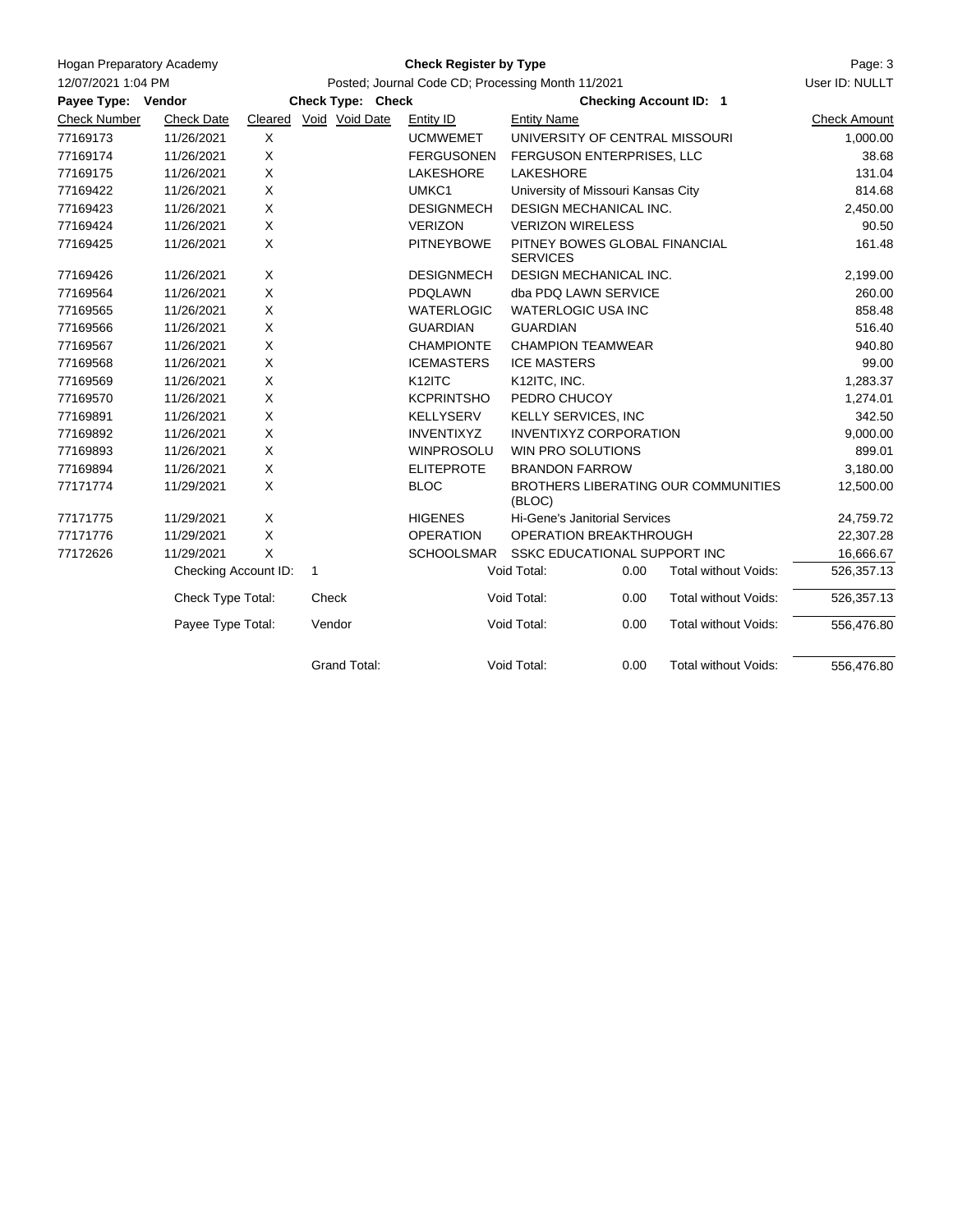Hogan Preparatory Academy

12/07/2021 1:04 PM

**Check Register by Type**

Posted; Journal Code CD; Processing Month 11/2021

User ID: NULLT

**Payee Type: Vendor** **Check Type: Check** **Checking Account ID: 1**

| Check Number | Check Date | Cleared | Void | Void Date | Entity ID | Entity Name | Check Amount |
|---|---|---|---|---|---|---|---|
| 77169173 | 11/26/2021 | X | | | UCMWEMET | UNIVERSITY OF CENTRAL MISSOURI | 1,000.00 |
| 77169174 | 11/26/2021 | X | | | FERGUSONEN | FERGUSON ENTERPRISES, LLC | 38.68 |
| 77169175 | 11/26/2021 | X | | | LAKESHORE | LAKESHORE | 131.04 |
| 77169422 | 11/26/2021 | X | | | UMKC1 | University of Missouri Kansas City | 814.68 |
| 77169423 | 11/26/2021 | X | | | DESIGNMECH | DESIGN MECHANICAL INC. | 2,450.00 |
| 77169424 | 11/26/2021 | X | | | VERIZON | VERIZON WIRELESS | 90.50 |
| 77169425 | 11/26/2021 | X | | | PITNEYBOWE | PITNEY BOWES GLOBAL FINANCIAL SERVICES | 161.48 |
| 77169426 | 11/26/2021 | X | | | DESIGNMECH | DESIGN MECHANICAL INC. | 2,199.00 |
| 77169564 | 11/26/2021 | X | | | PDQLAWN | dba PDQ LAWN SERVICE | 260.00 |
| 77169565 | 11/26/2021 | X | | | WATERLOGIC | WATERLOGIC USA INC | 858.48 |
| 77169566 | 11/26/2021 | X | | | GUARDIAN | GUARDIAN | 516.40 |
| 77169567 | 11/26/2021 | X | | | CHAMPIONTE | CHAMPION TEAMWEAR | 940.80 |
| 77169568 | 11/26/2021 | X | | | ICEMASTERS | ICE MASTERS | 99.00 |
| 77169569 | 11/26/2021 | X | | | K12ITC | K12ITC, INC. | 1,283.37 |
| 77169570 | 11/26/2021 | X | | | KCPRINTSHO | PEDRO CHUCOY | 1,274.01 |
| 77169891 | 11/26/2021 | X | | | KELLYSERV | KELLY SERVICES, INC | 342.50 |
| 77169892 | 11/26/2021 | X | | | INVENTIXYZ | INVENTIXYZ CORPORATION | 9,000.00 |
| 77169893 | 11/26/2021 | X | | | WINPROSOLU | WIN PRO SOLUTIONS | 899.01 |
| 77169894 | 11/26/2021 | X | | | ELITEPROTE | BRANDON FARROW | 3,180.00 |
| 77171774 | 11/29/2021 | X | | | BLOC | BROTHERS LIBERATING OUR COMMUNITIES (BLOC) | 12,500.00 |
| 77171775 | 11/29/2021 | X | | | HIGENES | Hi-Gene's Janitorial Services | 24,759.72 |
| 77171776 | 11/29/2021 | X | | | OPERATION | OPERATION BREAKTHROUGH | 22,307.28 |
| 77172626 | 11/29/2021 | X | | | SCHOOLSMAR | SSKC EDUCATIONAL SUPPORT INC | 16,666.67 |

| | | | | | |
|---|---|---|---|---|---|
| Checking Account ID: | 1 | Void Total: | 0.00 | Total without Voids: | 526,357.13 |
| Check Type Total: | Check | Void Total: | 0.00 | Total without Voids: | 526,357.13 |
| Payee Type Total: | Vendor | Void Total: | 0.00 | Total without Voids: | 556,476.80 |
| | Grand Total: | Void Total: | 0.00 | Total without Voids: | 556,476.80 |